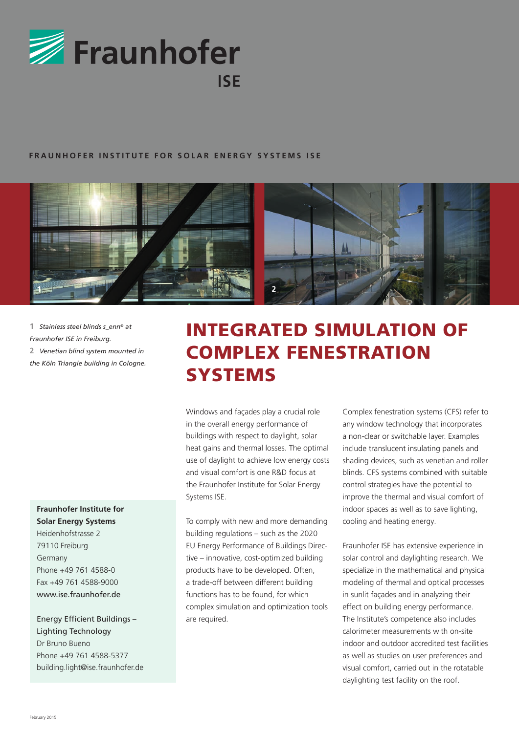Fraunhofer ISE

FRAUNHOFER INSTITUTE FOR SOLAR ENERGY SYSTEMS ISE

**1** *Stainless steel blinds s_enn® at Fraunhofer ISE in Freiburg.*
**2** *Venetian blind system mounted in the Köln Triangle building in Cologne.*

# INTEGRATED SIMULATION OF COMPLEX FENESTRATION SYSTEMS

Windows and façades play a crucial role in the overall energy performance of buildings with respect to daylight, solar heat gains and thermal losses. The optimal use of daylight to achieve low energy costs and visual comfort is one R&D focus at the Fraunhofer Institute for Solar Energy Systems ISE.

To comply with new and more demanding building regulations – such as the 2020 EU Energy Performance of Buildings Directive – innovative, cost-optimized building products have to be developed. Often, a trade-off between different building functions has to be found, for which complex simulation and optimization tools are required.

Complex fenestration systems (CFS) refer to any window technology that incorporates a non-clear or switchable layer. Examples include translucent insulating panels and shading devices, such as venetian and roller blinds. CFS systems combined with suitable control strategies have the potential to improve the thermal and visual comfort of indoor spaces as well as to save lighting, cooling and heating energy.

Fraunhofer ISE has extensive experience in solar control and daylighting research. We specialize in the mathematical and physical modeling of thermal and optical processes in sunlit façades and in analyzing their effect on building energy performance. The Institute's competence also includes calorimeter measurements with on-site indoor and outdoor accredited test facilities as well as studies on user preferences and visual comfort, carried out in the rotatable daylighting test facility on the roof.

**Fraunhofer Institute for Solar Energy Systems**
Heidenhofstrasse 2
79110 Freiburg
Germany
Phone +49 761 4588-0
Fax +49 761 4588-9000
www.ise.fraunhofer.de

Energy Efficient Buildings – Lighting Technology
Dr Bruno Bueno
Phone +49 761 4588-5377
building.light@ise.fraunhofer.de

February 2015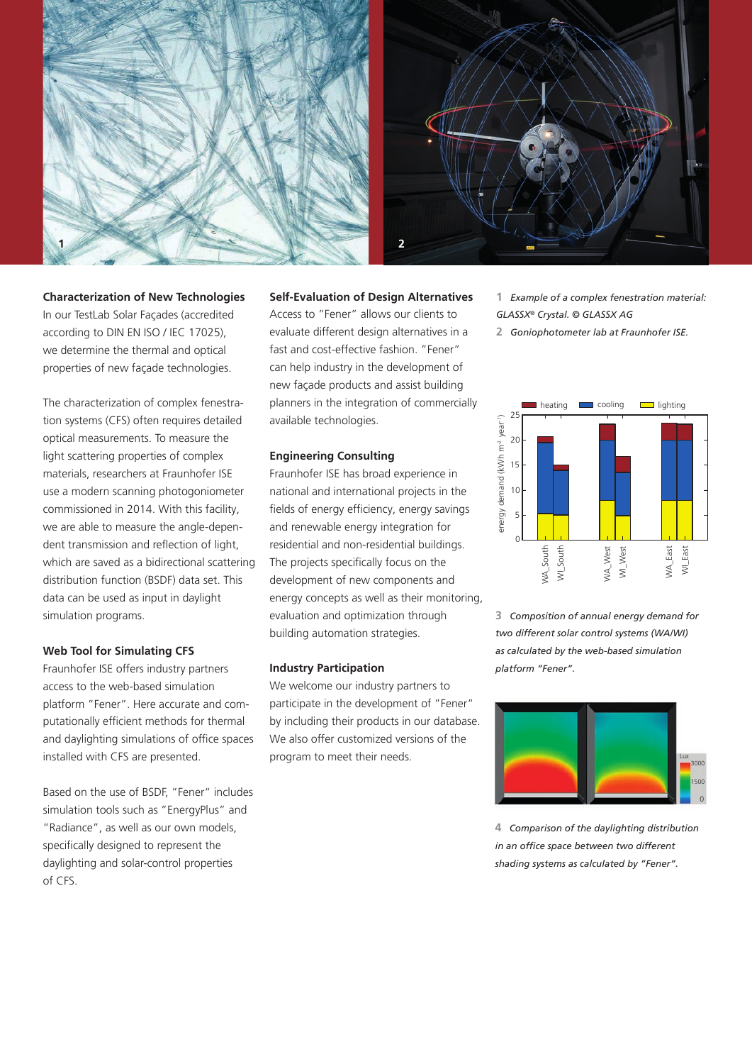### Characterization of New Technologies

In our TestLab Solar Façades (accredited according to DIN EN ISO / IEC 17025), we determine the thermal and optical properties of new façade technologies.

The characterization of complex fenestration systems (CFS) often requires detailed optical measurements. To measure the light scattering properties of complex materials, researchers at Fraunhofer ISE use a modern scanning photogoniometer commissioned in 2014. With this facility, we are able to measure the angle-dependent transmission and reflection of light, which are saved as a bidirectional scattering distribution function (BSDF) data set. This data can be used as input in daylight simulation programs.

### Web Tool for Simulating CFS

Fraunhofer ISE offers industry partners access to the web-based simulation platform "Fener". Here accurate and computationally efficient methods for thermal and daylighting simulations of office spaces installed with CFS are presented.

Based on the use of BSDF, "Fener" includes simulation tools such as "EnergyPlus" and "Radiance", as well as our own models, specifically designed to represent the daylighting and solar-control properties of CFS.

### Self-Evaluation of Design Alternatives

Access to "Fener" allows our clients to evaluate different design alternatives in a fast and cost-effective fashion. "Fener" can help industry in the development of new façade products and assist building planners in the integration of commercially available technologies.

### Engineering Consulting

Fraunhofer ISE has broad experience in national and international projects in the fields of energy efficiency, energy savings and renewable energy integration for residential and non-residential buildings. The projects specifically focus on the development of new components and energy concepts as well as their monitoring, evaluation and optimization through building automation strategies.

### Industry Participation

We welcome our industry partners to participate in the development of "Fener" by including their products in our database. We also offer customized versions of the program to meet their needs.

*1 Example of a complex fenestration material: GLASSX® Crystal. © GLASSX AG*

*2 Goniophotometer lab at Fraunhofer ISE.*

heating
cooling
lighting
energy demand (kWh m⁻² year⁻¹)
25
20
15
10
5
0
WA_South
WI_South
WA_West
WI_West
WA_East
WI_East

*3 Composition of annual energy demand for two different solar control systems (WA/WI) as calculated by the web-based simulation platform "Fener".*

Lux
3000
1500
0

*4 Comparison of the daylighting distribution in an office space between two different shading systems as calculated by "Fener".*